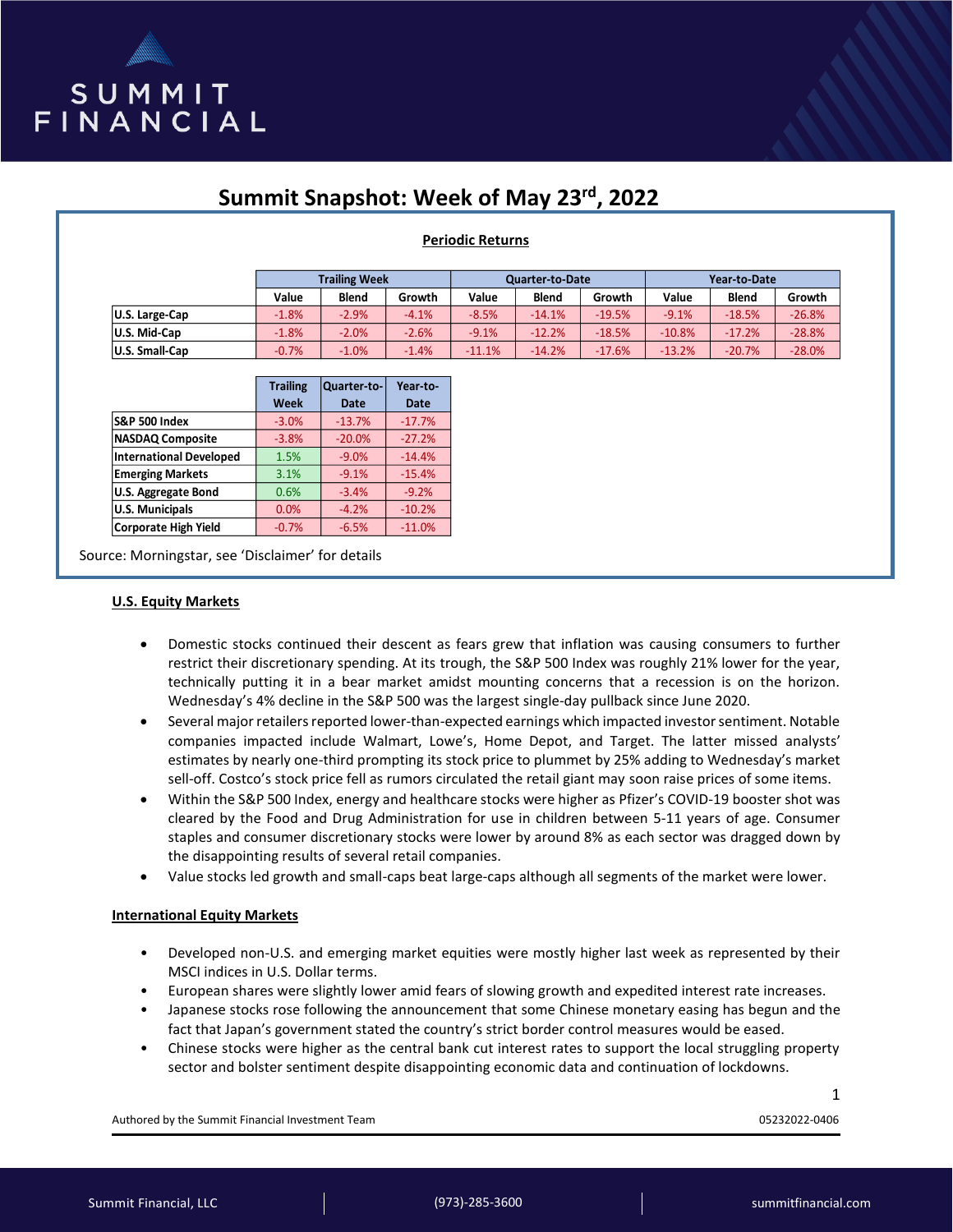# Summit Snapshot: Week of May 23rd, 2022

**Periodic Returns**

| | Trailing Week | | | Quarter-to-Date | | | Year-to-Date | | |
|---|---|---|---|---|---|---|---|---|---|
| | Value | Blend | Growth | Value | Blend | Growth | Value | Blend | Growth |
| U.S. Large-Cap | -1.8% | -2.9% | -4.1% | -8.5% | -14.1% | -19.5% | -9.1% | -18.5% | -26.8% |
| U.S. Mid-Cap | -1.8% | -2.0% | -2.6% | -9.1% | -12.2% | -18.5% | -10.8% | -17.2% | -28.8% |
| U.S. Small-Cap | -0.7% | -1.0% | -1.4% | -11.1% | -14.2% | -17.6% | -13.2% | -20.7% | -28.0% |

| | Trailing Week | Quarter-to-Date | Year-to-Date |
|---|---|---|---|
| S&P 500 Index | -3.0% | -13.7% | -17.7% |
| NASDAQ Composite | -3.8% | -20.0% | -27.2% |
| International Developed | 1.5% | -9.0% | -14.4% |
| Emerging Markets | 3.1% | -9.1% | -15.4% |
| U.S. Aggregate Bond | 0.6% | -3.4% | -9.2% |
| U.S. Municipals | 0.0% | -4.2% | -10.2% |
| Corporate High Yield | -0.7% | -6.5% | -11.0% |

Source: Morningstar, see 'Disclaimer' for details

## U.S. Equity Markets

- Domestic stocks continued their descent as fears grew that inflation was causing consumers to further restrict their discretionary spending. At its trough, the S&P 500 Index was roughly 21% lower for the year, technically putting it in a bear market amidst mounting concerns that a recession is on the horizon. Wednesday's 4% decline in the S&P 500 was the largest single-day pullback since June 2020.
- Several major retailers reported lower-than-expected earnings which impacted investor sentiment. Notable companies impacted include Walmart, Lowe's, Home Depot, and Target. The latter missed analysts' estimates by nearly one-third prompting its stock price to plummet by 25% adding to Wednesday's market sell-off. Costco's stock price fell as rumors circulated the retail giant may soon raise prices of some items.
- Within the S&P 500 Index, energy and healthcare stocks were higher as Pfizer's COVID-19 booster shot was cleared by the Food and Drug Administration for use in children between 5-11 years of age. Consumer staples and consumer discretionary stocks were lower by around 8% as each sector was dragged down by the disappointing results of several retail companies.
- Value stocks led growth and small-caps beat large-caps although all segments of the market were lower.

## International Equity Markets

- Developed non-U.S. and emerging market equities were mostly higher last week as represented by their MSCI indices in U.S. Dollar terms.
- European shares were slightly lower amid fears of slowing growth and expedited interest rate increases.
- Japanese stocks rose following the announcement that some Chinese monetary easing has begun and the fact that Japan's government stated the country's strict border control measures would be eased.
- Chinese stocks were higher as the central bank cut interest rates to support the local struggling property sector and bolster sentiment despite disappointing economic data and continuation of lockdowns.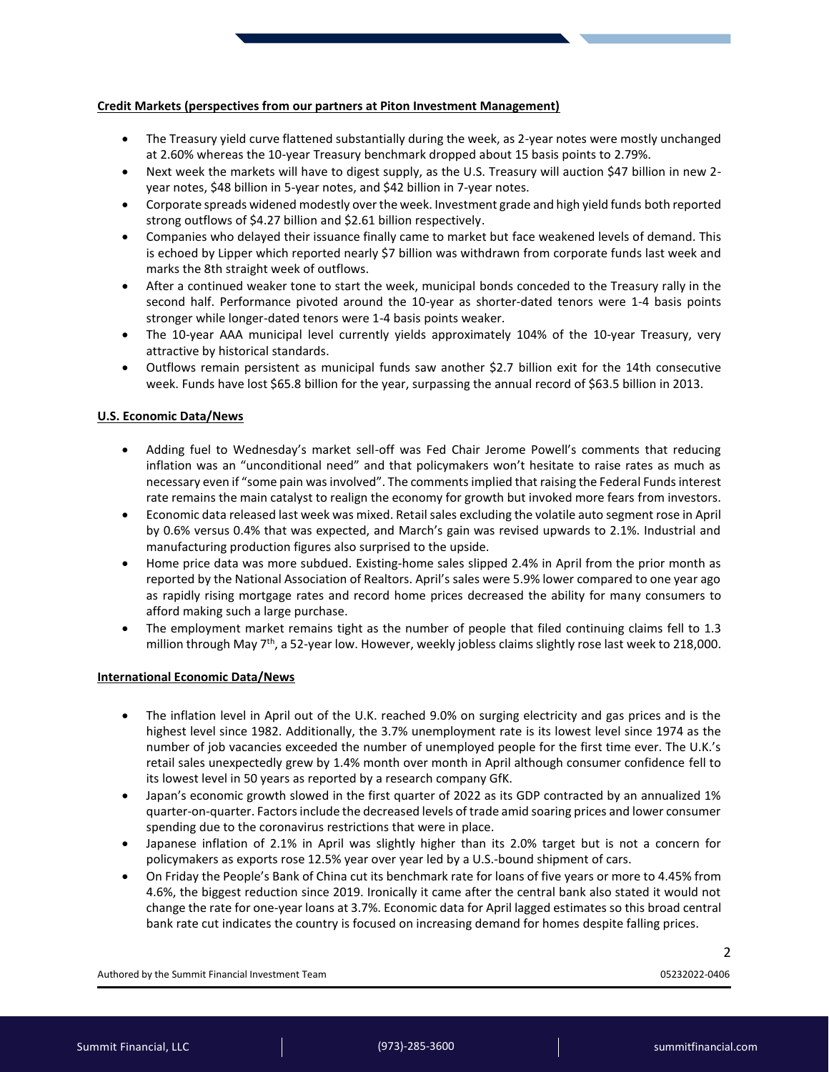**Credit Markets (perspectives from our partners at Piton Investment Management)**

- The Treasury yield curve flattened substantially during the week, as 2-year notes were mostly unchanged at 2.60% whereas the 10-year Treasury benchmark dropped about 15 basis points to 2.79%.
- Next week the markets will have to digest supply, as the U.S. Treasury will auction $47 billion in new 2-year notes, $48 billion in 5-year notes, and $42 billion in 7-year notes.
- Corporate spreads widened modestly over the week. Investment grade and high yield funds both reported strong outflows of $4.27 billion and $2.61 billion respectively.
- Companies who delayed their issuance finally came to market but face weakened levels of demand. This is echoed by Lipper which reported nearly $7 billion was withdrawn from corporate funds last week and marks the 8th straight week of outflows.
- After a continued weaker tone to start the week, municipal bonds conceded to the Treasury rally in the second half. Performance pivoted around the 10-year as shorter-dated tenors were 1-4 basis points stronger while longer-dated tenors were 1-4 basis points weaker.
- The 10-year AAA municipal level currently yields approximately 104% of the 10-year Treasury, very attractive by historical standards.
- Outflows remain persistent as municipal funds saw another $2.7 billion exit for the 14th consecutive week. Funds have lost $65.8 billion for the year, surpassing the annual record of $63.5 billion in 2013.

**U.S. Economic Data/News**

- Adding fuel to Wednesday's market sell-off was Fed Chair Jerome Powell's comments that reducing inflation was an "unconditional need" and that policymakers won't hesitate to raise rates as much as necessary even if "some pain was involved". The comments implied that raising the Federal Funds interest rate remains the main catalyst to realign the economy for growth but invoked more fears from investors.
- Economic data released last week was mixed. Retail sales excluding the volatile auto segment rose in April by 0.6% versus 0.4% that was expected, and March's gain was revised upwards to 2.1%. Industrial and manufacturing production figures also surprised to the upside.
- Home price data was more subdued. Existing-home sales slipped 2.4% in April from the prior month as reported by the National Association of Realtors. April's sales were 5.9% lower compared to one year ago as rapidly rising mortgage rates and record home prices decreased the ability for many consumers to afford making such a large purchase.
- The employment market remains tight as the number of people that filed continuing claims fell to 1.3 million through May 7th, a 52-year low. However, weekly jobless claims slightly rose last week to 218,000.

**International Economic Data/News**

- The inflation level in April out of the U.K. reached 9.0% on surging electricity and gas prices and is the highest level since 1982. Additionally, the 3.7% unemployment rate is its lowest level since 1974 as the number of job vacancies exceeded the number of unemployed people for the first time ever. The U.K.'s retail sales unexpectedly grew by 1.4% month over month in April although consumer confidence fell to its lowest level in 50 years as reported by a research company GfK.
- Japan's economic growth slowed in the first quarter of 2022 as its GDP contracted by an annualized 1% quarter-on-quarter. Factors include the decreased levels of trade amid soaring prices and lower consumer spending due to the coronavirus restrictions that were in place.
- Japanese inflation of 2.1% in April was slightly higher than its 2.0% target but is not a concern for policymakers as exports rose 12.5% year over year led by a U.S.-bound shipment of cars.
- On Friday the People's Bank of China cut its benchmark rate for loans of five years or more to 4.45% from 4.6%, the biggest reduction since 2019. Ironically it came after the central bank also stated it would not change the rate for one-year loans at 3.7%. Economic data for April lagged estimates so this broad central bank rate cut indicates the country is focused on increasing demand for homes despite falling prices.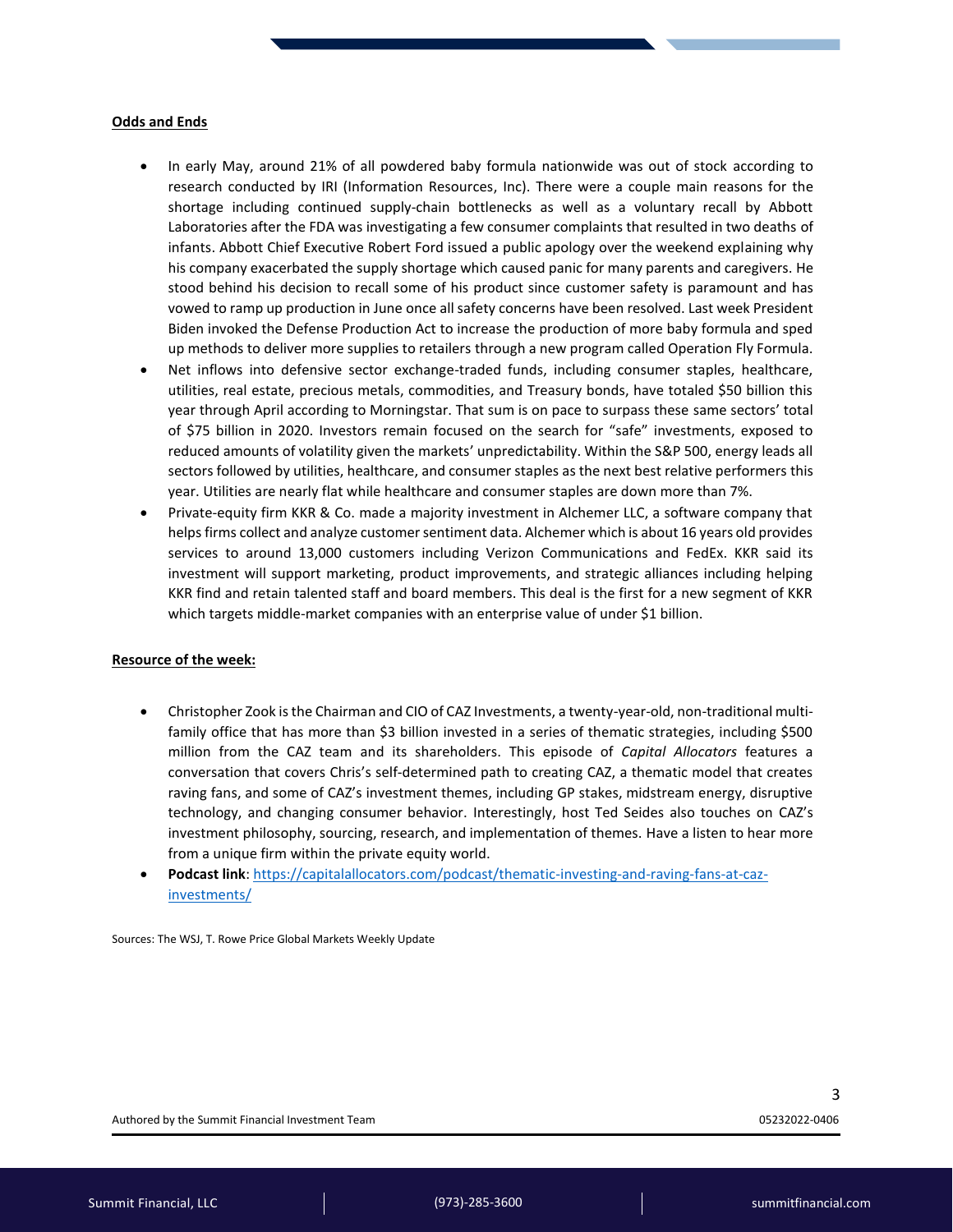**Odds and Ends**

- In early May, around 21% of all powdered baby formula nationwide was out of stock according to research conducted by IRI (Information Resources, Inc). There were a couple main reasons for the shortage including continued supply-chain bottlenecks as well as a voluntary recall by Abbott Laboratories after the FDA was investigating a few consumer complaints that resulted in two deaths of infants. Abbott Chief Executive Robert Ford issued a public apology over the weekend explaining why his company exacerbated the supply shortage which caused panic for many parents and caregivers. He stood behind his decision to recall some of his product since customer safety is paramount and has vowed to ramp up production in June once all safety concerns have been resolved. Last week President Biden invoked the Defense Production Act to increase the production of more baby formula and sped up methods to deliver more supplies to retailers through a new program called Operation Fly Formula.
- Net inflows into defensive sector exchange-traded funds, including consumer staples, healthcare, utilities, real estate, precious metals, commodities, and Treasury bonds, have totaled $50 billion this year through April according to Morningstar. That sum is on pace to surpass these same sectors' total of $75 billion in 2020. Investors remain focused on the search for "safe" investments, exposed to reduced amounts of volatility given the markets' unpredictability. Within the S&P 500, energy leads all sectors followed by utilities, healthcare, and consumer staples as the next best relative performers this year. Utilities are nearly flat while healthcare and consumer staples are down more than 7%.
- Private-equity firm KKR & Co. made a majority investment in Alchemer LLC, a software company that helps firms collect and analyze customer sentiment data. Alchemer which is about 16 years old provides services to around 13,000 customers including Verizon Communications and FedEx. KKR said its investment will support marketing, product improvements, and strategic alliances including helping KKR find and retain talented staff and board members. This deal is the first for a new segment of KKR which targets middle-market companies with an enterprise value of under $1 billion.

**Resource of the week:**

- Christopher Zook is the Chairman and CIO of CAZ Investments, a twenty-year-old, non-traditional multi-family office that has more than $3 billion invested in a series of thematic strategies, including $500 million from the CAZ team and its shareholders. This episode of *Capital Allocators* features a conversation that covers Chris's self-determined path to creating CAZ, a thematic model that creates raving fans, and some of CAZ's investment themes, including GP stakes, midstream energy, disruptive technology, and changing consumer behavior. Interestingly, host Ted Seides also touches on CAZ's investment philosophy, sourcing, research, and implementation of themes. Have a listen to hear more from a unique firm within the private equity world.
- **Podcast link**: [https://capitalallocators.com/podcast/thematic-investing-and-raving-fans-at-caz-investments/](https://capitalallocators.com/podcast/thematic-investing-and-raving-fans-at-caz-investments/)

Sources: The WSJ, T. Rowe Price Global Markets Weekly Update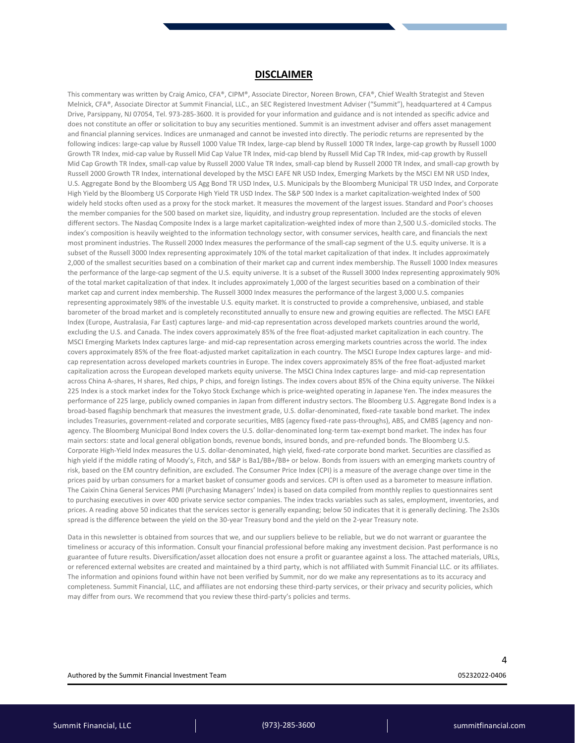## DISCLAIMER

This commentary was written by Craig Amico, CFA®, CIPM®, Associate Director, Noreen Brown, CFA®, Chief Wealth Strategist and Steven Melnick, CFA®, Associate Director at Summit Financial, LLC., an SEC Registered Investment Adviser ("Summit"), headquartered at 4 Campus Drive, Parsippany, NJ 07054, Tel. 973-285-3600. It is provided for your information and guidance and is not intended as specific advice and does not constitute an offer or solicitation to buy any securities mentioned. Summit is an investment adviser and offers asset management and financial planning services. Indices are unmanaged and cannot be invested into directly. The periodic returns are represented by the following indices: large-cap value by Russell 1000 Value TR Index, large-cap blend by Russell 1000 TR Index, large-cap growth by Russell 1000 Growth TR Index, mid-cap value by Russell Mid Cap Value TR Index, mid-cap blend by Russell Mid Cap TR Index, mid-cap growth by Russell Mid Cap Growth TR Index, small-cap value by Russell 2000 Value TR Index, small-cap blend by Russell 2000 TR Index, and small-cap growth by Russell 2000 Growth TR Index, international developed by the MSCI EAFE NR USD Index, Emerging Markets by the MSCI EM NR USD Index, U.S. Aggregate Bond by the Bloomberg US Agg Bond TR USD Index, U.S. Municipals by the Bloomberg Municipal TR USD Index, and Corporate High Yield by the Bloomberg US Corporate High Yield TR USD Index. The S&P 500 Index is a market capitalization-weighted Index of 500 widely held stocks often used as a proxy for the stock market. It measures the movement of the largest issues. Standard and Poor's chooses the member companies for the 500 based on market size, liquidity, and industry group representation. Included are the stocks of eleven different sectors. The Nasdaq Composite Index is a large market capitalization-weighted index of more than 2,500 U.S.-domiciled stocks. The index's composition is heavily weighted to the information technology sector, with consumer services, health care, and financials the next most prominent industries. The Russell 2000 Index measures the performance of the small-cap segment of the U.S. equity universe. It is a subset of the Russell 3000 Index representing approximately 10% of the total market capitalization of that index. It includes approximately 2,000 of the smallest securities based on a combination of their market cap and current index membership. The Russell 1000 Index measures the performance of the large-cap segment of the U.S. equity universe. It is a subset of the Russell 3000 Index representing approximately 90% of the total market capitalization of that index. It includes approximately 1,000 of the largest securities based on a combination of their market cap and current index membership. The Russell 3000 Index measures the performance of the largest 3,000 U.S. companies representing approximately 98% of the investable U.S. equity market. It is constructed to provide a comprehensive, unbiased, and stable barometer of the broad market and is completely reconstituted annually to ensure new and growing equities are reflected. The MSCI EAFE Index (Europe, Australasia, Far East) captures large- and mid-cap representation across developed markets countries around the world, excluding the U.S. and Canada. The index covers approximately 85% of the free float-adjusted market capitalization in each country. The MSCI Emerging Markets Index captures large- and mid-cap representation across emerging markets countries across the world. The index covers approximately 85% of the free float-adjusted market capitalization in each country. The MSCI Europe Index captures large- and mid-cap representation across developed markets countries in Europe. The index covers approximately 85% of the free float-adjusted market capitalization across the European developed markets equity universe. The MSCI China Index captures large- and mid-cap representation across China A-shares, H shares, Red chips, P chips, and foreign listings. The index covers about 85% of the China equity universe. The Nikkei 225 Index is a stock market index for the Tokyo Stock Exchange which is price-weighted operating in Japanese Yen. The index measures the performance of 225 large, publicly owned companies in Japan from different industry sectors. The Bloomberg U.S. Aggregate Bond Index is a broad-based flagship benchmark that measures the investment grade, U.S. dollar-denominated, fixed-rate taxable bond market. The index includes Treasuries, government-related and corporate securities, MBS (agency fixed-rate pass-throughs), ABS, and CMBS (agency and non-agency. The Bloomberg Municipal Bond Index covers the U.S. dollar-denominated long-term tax-exempt bond market. The index has four main sectors: state and local general obligation bonds, revenue bonds, insured bonds, and pre-refunded bonds. The Bloomberg U.S. Corporate High-Yield Index measures the U.S. dollar-denominated, high yield, fixed-rate corporate bond market. Securities are classified as high yield if the middle rating of Moody's, Fitch, and S&P is Ba1/BB+/BB+ or below. Bonds from issuers with an emerging markets country of risk, based on the EM country definition, are excluded. The Consumer Price Index (CPI) is a measure of the average change over time in the prices paid by urban consumers for a market basket of consumer goods and services. CPI is often used as a barometer to measure inflation. The Caixin China General Services PMI (Purchasing Managers' Index) is based on data compiled from monthly replies to questionnaires sent to purchasing executives in over 400 private service sector companies. The index tracks variables such as sales, employment, inventories, and prices. A reading above 50 indicates that the services sector is generally expanding; below 50 indicates that it is generally declining. The 2s30s spread is the difference between the yield on the 30-year Treasury bond and the yield on the 2-year Treasury note.

Data in this newsletter is obtained from sources that we, and our suppliers believe to be reliable, but we do not warrant or guarantee the timeliness or accuracy of this information. Consult your financial professional before making any investment decision. Past performance is no guarantee of future results. Diversification/asset allocation does not ensure a profit or guarantee against a loss. The attached materials, URLs, or referenced external websites are created and maintained by a third party, which is not affiliated with Summit Financial LLC. or its affiliates. The information and opinions found within have not been verified by Summit, nor do we make any representations as to its accuracy and completeness. Summit Financial, LLC, and affiliates are not endorsing these third-party services, or their privacy and security policies, which may differ from ours. We recommend that you review these third-party's policies and terms.

Authored by the Summit Financial Investment Team

05232022-0406